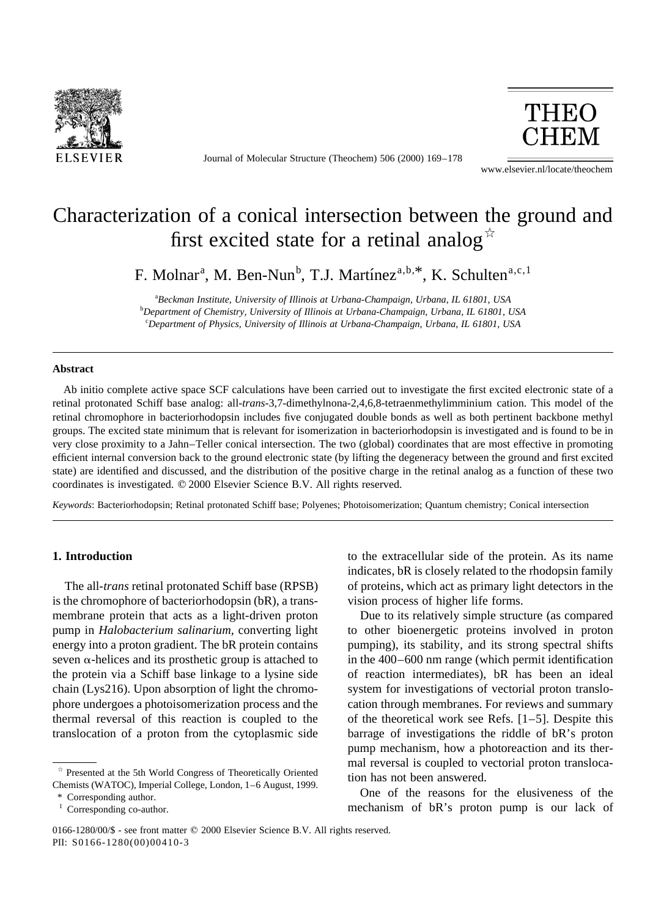# Characterization of a conical intersection between the ground and first excited state for a retinal analog☆

F. Molnar[a], M. Ben-Nun[b], T.J. Martínez[a,b,*], K. Schulten[a,c,1]

[a]*Beckman Institute, University of Illinois at Urbana-Champaign, Urbana, IL 61801, USA*
[b]*Department of Chemistry, University of Illinois at Urbana-Champaign, Urbana, IL 61801, USA*
[c]*Department of Physics, University of Illinois at Urbana-Champaign, Urbana, IL 61801, USA*

---

### Abstract

Ab initio complete active space SCF calculations have been carried out to investigate the first excited electronic state of a retinal protonated Schiff base analog: all-*trans*-3,7-dimethylnona-2,4,6,8-tetraenmethylimminium cation. This model of the retinal chromophore in bacteriorhodopsin includes five conjugated double bonds as well as both pertinent backbone methyl groups. The excited state minimum that is relevant for isomerization in bacteriorhodopsin is investigated and is found to be in very close proximity to a Jahn–Teller conical intersection. The two (global) coordinates that are most effective in promoting efficient internal conversion back to the ground electronic state (by lifting the degeneracy between the ground and first excited state) are identified and discussed, and the distribution of the positive charge in the retinal analog as a function of these two coordinates is investigated. © 2000 Elsevier Science B.V. All rights reserved.

*Keywords*: Bacteriorhodopsin; Retinal protonated Schiff base; Polyenes; Photoisomerization; Quantum chemistry; Conical intersection

---

## 1. Introduction

The all-*trans* retinal protonated Schiff base (RPSB) is the chromophore of bacteriorhodopsin (bR), a transmembrane protein that acts as a light-driven proton pump in *Halobacterium salinarium*, converting light energy into a proton gradient. The bR protein contains seven α-helices and its prosthetic group is attached to the protein via a Schiff base linkage to a lysine side chain (Lys216). Upon absorption of light the chromophore undergoes a photoisomerization process and the thermal reversal of this reaction is coupled to the translocation of a proton from the cytoplasmic side to the extracellular side of the protein. As its name indicates, bR is closely related to the rhodopsin family of proteins, which act as primary light detectors in the vision process of higher life forms.

Due to its relatively simple structure (as compared to other bioenergetic proteins involved in proton pumping), its stability, and its strong spectral shifts in the 400–600 nm range (which permit identification of reaction intermediates), bR has been an ideal system for investigations of vectorial proton translocation through membranes. For reviews and summary of the theoretical work see Refs. [1–5]. Despite this barrage of investigations the riddle of bR's proton pump mechanism, how a photoreaction and its thermal reversal is coupled to vectorial proton translocation has not been answered.

One of the reasons for the elusiveness of the mechanism of bR's proton pump is our lack of

---

☆ Presented at the 5th World Congress of Theoretically Oriented Chemists (WATOC), Imperial College, London, 1–6 August, 1999.

\* Corresponding author.

[1] Corresponding co-author.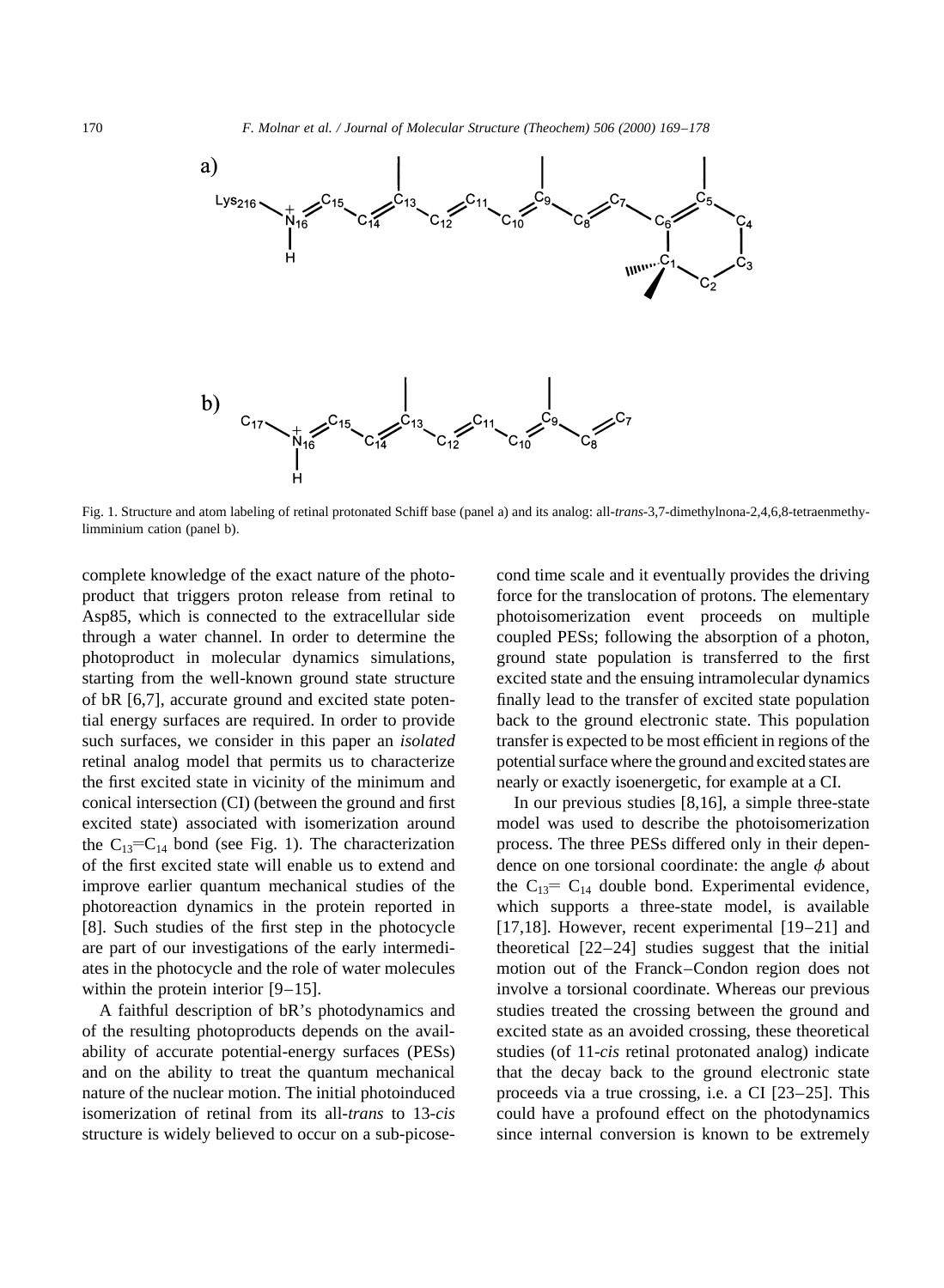Fig. 1. Structure and atom labeling of retinal protonated Schiff base (panel a) and its analog: all-*trans*-3,7-dimethylnona-2,4,6,8-tetraenmethylimminium cation (panel b).

complete knowledge of the exact nature of the photoproduct that triggers proton release from retinal to Asp85, which is connected to the extracellular side through a water channel. In order to determine the photoproduct in molecular dynamics simulations, starting from the well-known ground state structure of bR [6,7], accurate ground and excited state potential energy surfaces are required. In order to provide such surfaces, we consider in this paper an *isolated* retinal analog model that permits us to characterize the first excited state in vicinity of the minimum and conical intersection (CI) (between the ground and first excited state) associated with isomerization around the $C_{13}$=$C_{14}$ bond (see Fig. 1). The characterization of the first excited state will enable us to extend and improve earlier quantum mechanical studies of the photoreaction dynamics in the protein reported in [8]. Such studies of the first step in the photocycle are part of our investigations of the early intermediates in the photocycle and the role of water molecules within the protein interior [9–15].

A faithful description of bR's photodynamics and of the resulting photoproducts depends on the availability of accurate potential-energy surfaces (PESs) and on the ability to treat the quantum mechanical nature of the nuclear motion. The initial photoinduced isomerization of retinal from its all-*trans* to 13-*cis* structure is widely believed to occur on a sub-picosecond time scale and it eventually provides the driving force for the translocation of protons. The elementary photoisomerization event proceeds on multiple coupled PESs; following the absorption of a photon, ground state population is transferred to the first excited state and the ensuing intramolecular dynamics finally lead to the transfer of excited state population back to the ground electronic state. This population transfer is expected to be most efficient in regions of the potential surface where the ground and excited states are nearly or exactly isoenergetic, for example at a CI.

In our previous studies [8,16], a simple three-state model was used to describe the photoisomerization process. The three PESs differed only in their dependence on one torsional coordinate: the angle $\phi$ about the $C_{13}$= $C_{14}$ double bond. Experimental evidence, which supports a three-state model, is available [17,18]. However, recent experimental [19–21] and theoretical [22–24] studies suggest that the initial motion out of the Franck–Condon region does not involve a torsional coordinate. Whereas our previous studies treated the crossing between the ground and excited state as an avoided crossing, these theoretical studies (of 11-*cis* retinal protonated analog) indicate that the decay back to the ground electronic state proceeds via a true crossing, i.e. a CI [23–25]. This could have a profound effect on the photodynamics since internal conversion is known to be extremely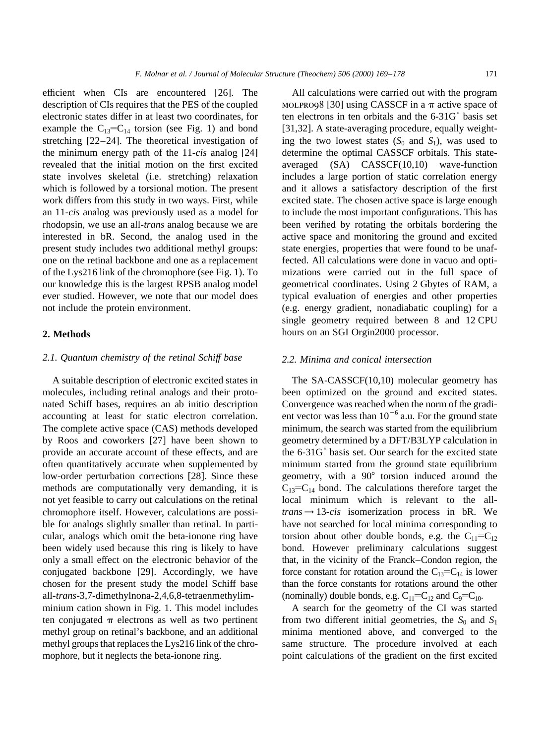efficient when CIs are encountered [26]. The description of CIs requires that the PES of the coupled electronic states differ in at least two coordinates, for example the $C_{13}{=}C_{14}$ torsion (see Fig. 1) and bond stretching [22–24]. The theoretical investigation of the minimum energy path of the 11-*cis* analog [24] revealed that the initial motion on the first excited state involves skeletal (i.e. stretching) relaxation which is followed by a torsional motion. The present work differs from this study in two ways. First, while an 11-*cis* analog was previously used as a model for rhodopsin, we use an all-*trans* analog because we are interested in bR. Second, the analog used in the present study includes two additional methyl groups: one on the retinal backbone and one as a replacement of the Lys216 link of the chromophore (see Fig. 1). To our knowledge this is the largest RPSB analog model ever studied. However, we note that our model does not include the protein environment.

## 2. Methods

### 2.1. Quantum chemistry of the retinal Schiff base

A suitable description of electronic excited states in molecules, including retinal analogs and their protonated Schiff bases, requires an ab initio description accounting at least for static electron correlation. The complete active space (CAS) methods developed by Roos and coworkers [27] have been shown to provide an accurate account of these effects, and are often quantitatively accurate when supplemented by low-order perturbation corrections [28]. Since these methods are computationally very demanding, it is not yet feasible to carry out calculations on the retinal chromophore itself. However, calculations are possible for analogs slightly smaller than retinal. In particular, analogs which omit the beta-ionone ring have been widely used because this ring is likely to have only a small effect on the electronic behavior of the conjugated backbone [29]. Accordingly, we have chosen for the present study the model Schiff base all-*trans*-3,7-dimethylnona-2,4,6,8-tetraenmethyliminium cation shown in Fig. 1. This model includes ten conjugated $\pi$ electrons as well as two pertinent methyl group on retinal's backbone, and an additional methyl groups that replaces the Lys216 link of the chromophore, but it neglects the beta-ionone ring.

All calculations were carried out with the program MOLPRO98 [30] using CASSCF in a $\pi$ active space of ten electrons in ten orbitals and the 6-31G* basis set [31,32]. A state-averaging procedure, equally weighting the two lowest states ($S_0$ and $S_1$), was used to determine the optimal CASSCF orbitals. This state-averaged (SA) CASSCF(10,10) wave-function includes a large portion of static correlation energy and it allows a satisfactory description of the first excited state. The chosen active space is large enough to include the most important configurations. This has been verified by rotating the orbitals bordering the active space and monitoring the ground and excited state energies, properties that were found to be unaffected. All calculations were done in vacuo and optimizations were carried out in the full space of geometrical coordinates. Using 2 Gbytes of RAM, a typical evaluation of energies and other properties (e.g. energy gradient, nonadiabatic coupling) for a single geometry required between 8 and 12 CPU hours on an SGI Orgin2000 processor.

### 2.2. Minima and conical intersection

The SA-CASSCF(10,10) molecular geometry has been optimized on the ground and excited states. Convergence was reached when the norm of the gradient vector was less than $10^{-6}$ a.u. For the ground state minimum, the search was started from the equilibrium geometry determined by a DFT/B3LYP calculation in the 6-31G* basis set. Our search for the excited state minimum started from the ground state equilibrium geometry, with a 90° torsion induced around the $C_{13}{=}C_{14}$ bond. The calculations therefore target the local minimum which is relevant to the all-*trans* → 13-*cis* isomerization process in bR. We have not searched for local minima corresponding to torsion about other double bonds, e.g. the $C_{11}{=}C_{12}$ bond. However preliminary calculations suggest that, in the vicinity of the Franck–Condon region, the force constant for rotation around the $C_{13}{=}C_{14}$ is lower than the force constants for rotations around the other (nominally) double bonds, e.g. $C_{11}{=}C_{12}$ and $C_9{=}C_{10}$.

A search for the geometry of the CI was started from two different initial geometries, the $S_0$ and $S_1$ minima mentioned above, and converged to the same structure. The procedure involved at each point calculations of the gradient on the first excited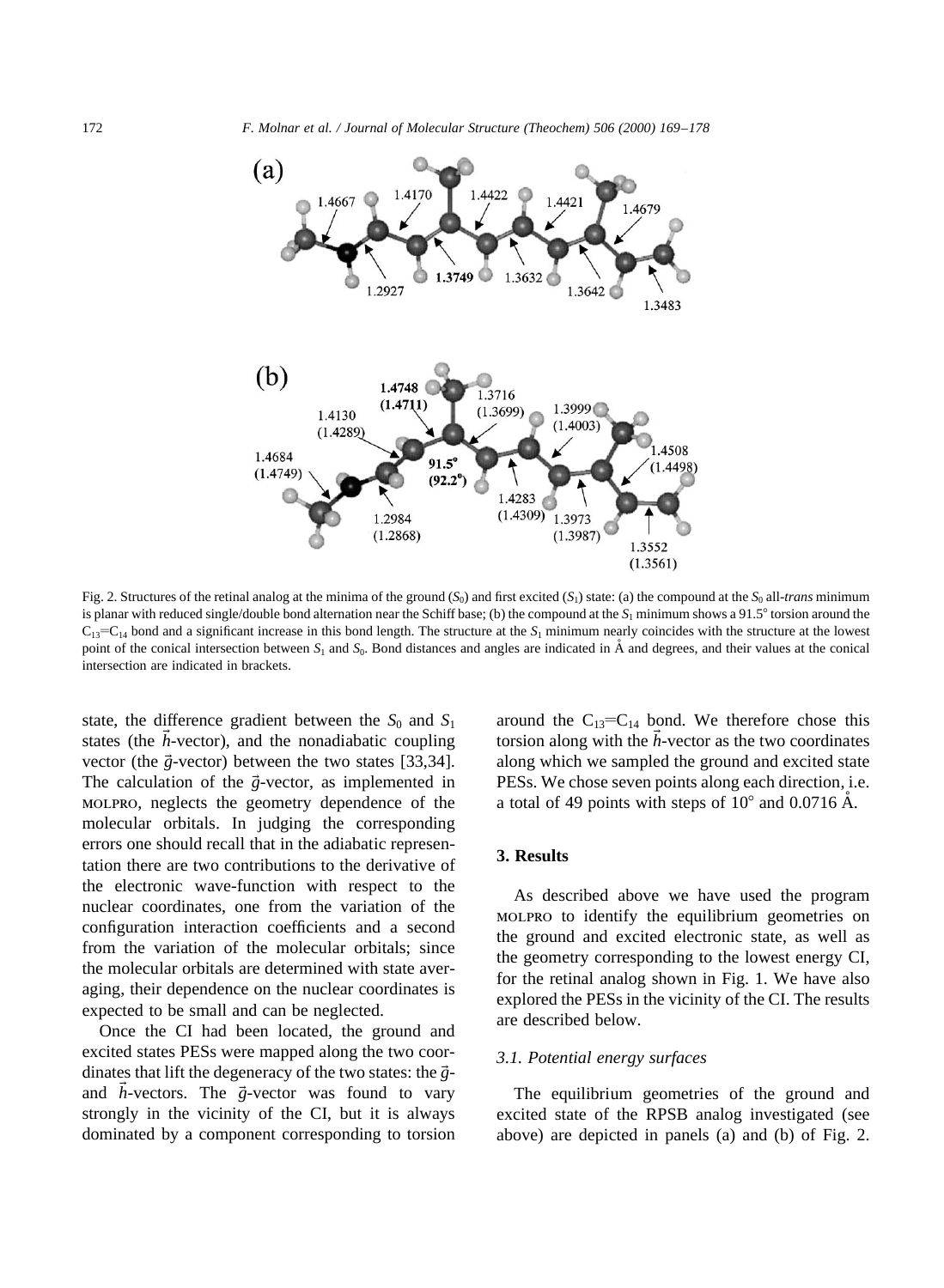Fig. 2. Structures of the retinal analog at the minima of the ground ($S_0$) and first excited ($S_1$) state: (a) the compound at the $S_0$ all-*trans* minimum is planar with reduced single/double bond alternation near the Schiff base; (b) the compound at the $S_1$ minimum shows a 91.5° torsion around the $C_{13}{=}C_{14}$ bond and a significant increase in this bond length. The structure at the $S_1$ minimum nearly coincides with the structure at the lowest point of the conical intersection between $S_1$ and $S_0$. Bond distances and angles are indicated in Å and degrees, and their values at the conical intersection are indicated in brackets.

state, the difference gradient between the $S_0$ and $S_1$ states (the $\vec{h}$-vector), and the nonadiabatic coupling vector (the $\vec{g}$-vector) between the two states [33,34]. The calculation of the $\vec{g}$-vector, as implemented in MOLPRO, neglects the geometry dependence of the molecular orbitals. In judging the corresponding errors one should recall that in the adiabatic representation there are two contributions to the derivative of the electronic wave-function with respect to the nuclear coordinates, one from the variation of the configuration interaction coefficients and a second from the variation of the molecular orbitals; since the molecular orbitals are determined with state averaging, their dependence on the nuclear coordinates is expected to be small and can be neglected.

Once the CI had been located, the ground and excited states PESs were mapped along the two coordinates that lift the degeneracy of the two states: the $\vec{g}$- and $\vec{h}$-vectors. The $\vec{g}$-vector was found to vary strongly in the vicinity of the CI, but it is always dominated by a component corresponding to torsion around the $C_{13}{=}C_{14}$ bond. We therefore chose this torsion along with the $\vec{h}$-vector as the two coordinates along which we sampled the ground and excited state PESs. We chose seven points along each direction, i.e. a total of 49 points with steps of 10° and 0.0716 Å.

## 3. Results

As described above we have used the program MOLPRO to identify the equilibrium geometries on the ground and excited electronic state, as well as the geometry corresponding to the lowest energy CI, for the retinal analog shown in Fig. 1. We have also explored the PESs in the vicinity of the CI. The results are described below.

### 3.1. Potential energy surfaces

The equilibrium geometries of the ground and excited state of the RPSB analog investigated (see above) are depicted in panels (a) and (b) of Fig. 2.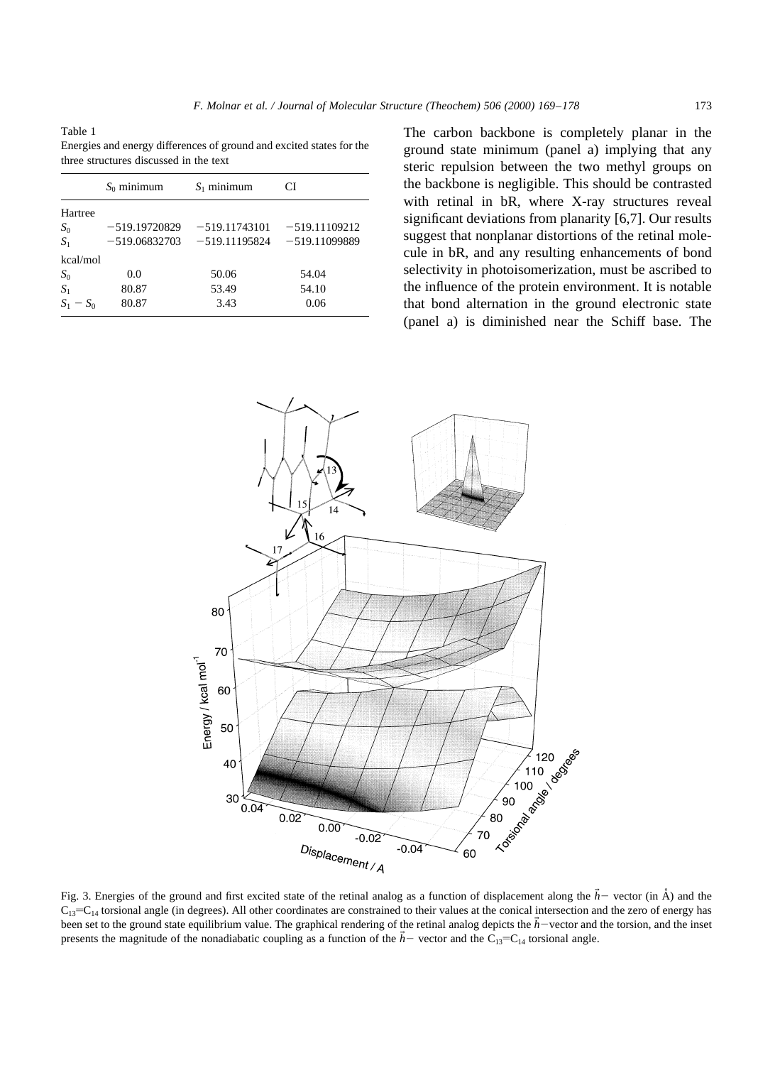Table 1
Energies and energy differences of ground and excited states for the three structures discussed in the text

| | $S_0$ minimum | $S_1$ minimum | CI |
|---|---|---|---|
| Hartree | | | |
| $S_0$ | −519.19720829 | −519.11743101 | −519.11109212 |
| $S_1$ | −519.06832703 | −519.11195824 | −519.11099889 |
| kcal/mol | | | |
| $S_0$ | 0.0 | 50.06 | 54.04 |
| $S_1$ | 80.87 | 53.49 | 54.10 |
| $S_1 - S_0$ | 80.87 | 3.43 | 0.06 |

The carbon backbone is completely planar in the ground state minimum (panel a) implying that any steric repulsion between the two methyl groups on the backbone is negligible. This should be contrasted with retinal in bR, where X-ray structures reveal significant deviations from planarity [6,7]. Our results suggest that nonplanar distortions of the retinal molecule in bR, and any resulting enhancements of bond selectivity in photoisomerization, must be ascribed to the influence of the protein environment. It is notable that bond alternation in the ground electronic state (panel a) is diminished near the Schiff base. The

Fig. 3. Energies of the ground and first excited state of the retinal analog as a function of displacement along the $\vec{h}-$ vector (in Å) and the $C_{13}=C_{14}$ torsional angle (in degrees). All other coordinates are constrained to their values at the conical intersection and the zero of energy has been set to the ground state equilibrium value. The graphical rendering of the retinal analog depicts the $\vec{h}-$vector and the torsion, and the inset presents the magnitude of the nonadiabatic coupling as a function of the $\vec{h}-$ vector and the $C_{13}=C_{14}$ torsional angle.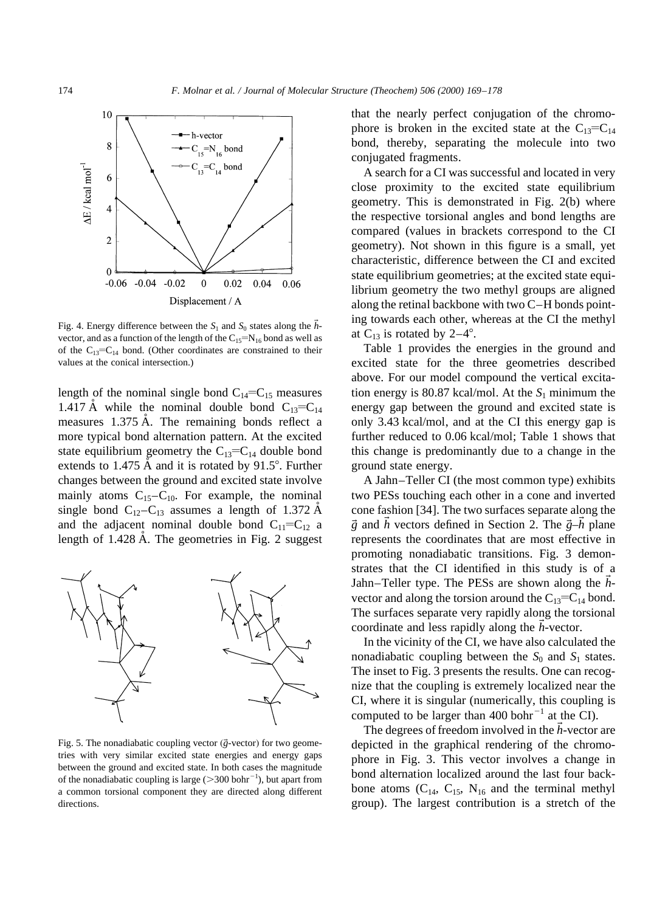Fig. 4. Energy difference between the $S_1$ and $S_0$ states along the $\vec{h}$-vector, and as a function of the length of the $C_{15}$=$N_{16}$ bond as well as of the $C_{13}$=$C_{14}$ bond. (Other coordinates are constrained to their values at the conical intersection.)

length of the nominal single bond $C_{14}$=$C_{15}$ measures 1.417 Å while the nominal double bond $C_{13}$=$C_{14}$ measures 1.375 Å. The remaining bonds reflect a more typical bond alternation pattern. At the excited state equilibrium geometry the $C_{13}$=$C_{14}$ double bond extends to 1.475 Å and it is rotated by 91.5°. Further changes between the ground and excited state involve mainly atoms $C_{15}$–$C_{10}$. For example, the nominal single bond $C_{12}$–$C_{13}$ assumes a length of 1.372 Å and the adjacent nominal double bond $C_{11}$=$C_{12}$ a length of 1.428 Å. The geometries in Fig. 2 suggest that the nearly perfect conjugation of the chromophore is broken in the excited state at the $C_{13}$=$C_{14}$ bond, thereby, separating the molecule into two conjugated fragments.

Fig. 5. The nonadiabatic coupling vector ($\vec{g}$-vector) for two geometries with very similar excited state energies and energy gaps between the ground and excited state. In both cases the magnitude of the nonadiabatic coupling is large (>300 bohr$^{-1}$), but apart from a common torsional component they are directed along different directions.

A search for a CI was successful and located in very close proximity to the excited state equilibrium geometry. This is demonstrated in Fig. 2(b) where the respective torsional angles and bond lengths are compared (values in brackets correspond to the CI geometry). Not shown in this figure is a small, yet characteristic, difference between the CI and excited state equilibrium geometries; at the excited state equilibrium geometry the two methyl groups are aligned along the retinal backbone with two C–H bonds pointing towards each other, whereas at the CI the methyl at $C_{13}$ is rotated by 2–4°.

Table 1 provides the energies in the ground and excited state for the three geometries described above. For our model compound the vertical excitation energy is 80.87 kcal/mol. At the $S_1$ minimum the energy gap between the ground and excited state is only 3.43 kcal/mol, and at the CI this energy gap is further reduced to 0.06 kcal/mol; Table 1 shows that this change is predominantly due to a change in the ground state energy.

A Jahn–Teller CI (the most common type) exhibits two PESs touching each other in a cone and inverted cone fashion [34]. The two surfaces separate along the $\vec{g}$ and $\vec{h}$ vectors defined in Section 2. The $\vec{g}$–$\vec{h}$ plane represents the coordinates that are most effective in promoting nonadiabatic transitions. Fig. 3 demonstrates that the CI identified in this study is of a Jahn–Teller type. The PESs are shown along the $\vec{h}$-vector and along the torsion around the $C_{13}$=$C_{14}$ bond. The surfaces separate very rapidly along the torsional coordinate and less rapidly along the $\vec{h}$-vector.

In the vicinity of the CI, we have also calculated the nonadiabatic coupling between the $S_0$ and $S_1$ states. The inset to Fig. 3 presents the results. One can recognize that the coupling is extremely localized near the CI, where it is singular (numerically, this coupling is computed to be larger than 400 bohr$^{-1}$ at the CI).

The degrees of freedom involved in the $\vec{h}$-vector are depicted in the graphical rendering of the chromophore in Fig. 3. This vector involves a change in bond alternation localized around the last four backbone atoms ($C_{14}$, $C_{15}$, $N_{16}$ and the terminal methyl group). The largest contribution is a stretch of the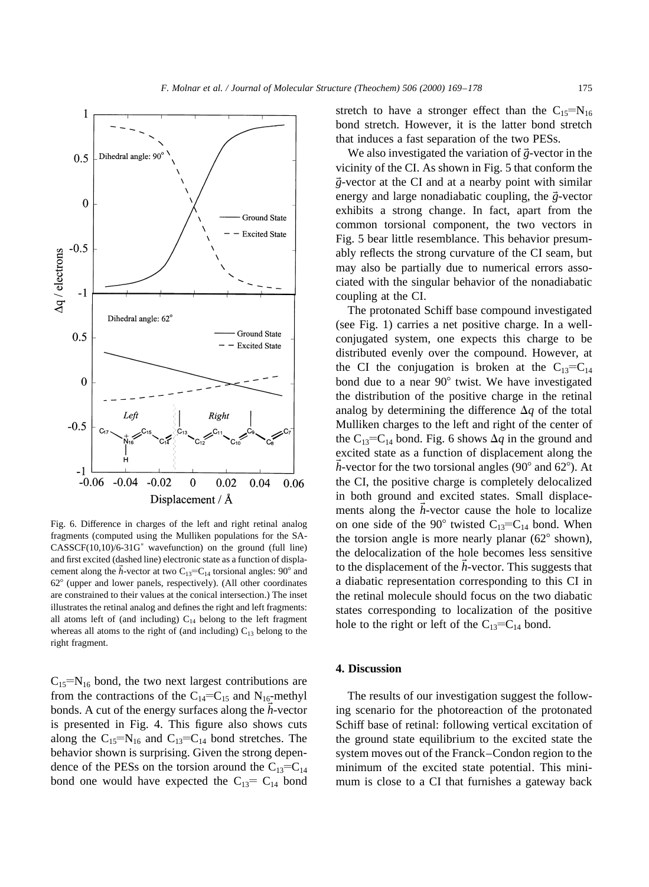Fig. 6. Difference in charges of the left and right retinal analog fragments (computed using the Mulliken populations for the SA-CASSCF(10,10)/6-31G* wavefunction) on the ground (full line) and first excited (dashed line) electronic state as a function of displacement along the $\vec{h}$-vector at two $C_{13}{=}C_{14}$ torsional angles: 90° and 62° (upper and lower panels, respectively). (All other coordinates are constrained to their values at the conical intersection.) The inset illustrates the retinal analog and defines the right and left fragments: all atoms left of (and including) $C_{14}$ belong to the left fragment whereas all atoms to the right of (and including) $C_{13}$ belong to the right fragment.

$C_{15}{=}N_{16}$ bond, the two next largest contributions are from the contractions of the $C_{14}{=}C_{15}$ and $N_{16}$-methyl bonds. A cut of the energy surfaces along the $\vec{h}$-vector is presented in Fig. 4. This figure also shows cuts along the $C_{15}{=}N_{16}$ and $C_{13}{=}C_{14}$ bond stretches. The behavior shown is surprising. Given the strong dependence of the PESs on the torsion around the $C_{13}{=}C_{14}$ bond one would have expected the $C_{13}{=}$ $C_{14}$ bond stretch to have a stronger effect than the $C_{15}{=}N_{16}$ bond stretch. However, it is the latter bond stretch that induces a fast separation of the two PESs.

We also investigated the variation of $\vec{g}$-vector in the vicinity of the CI. As shown in Fig. 5 that conform the $\vec{g}$-vector at the CI and at a nearby point with similar energy and large nonadiabatic coupling, the $\vec{g}$-vector exhibits a strong change. In fact, apart from the common torsional component, the two vectors in Fig. 5 bear little resemblance. This behavior presumably reflects the strong curvature of the CI seam, but may also be partially due to numerical errors associated with the singular behavior of the nonadiabatic coupling at the CI.

The protonated Schiff base compound investigated (see Fig. 1) carries a net positive charge. In a well-conjugated system, one expects this charge to be distributed evenly over the compound. However, at the CI the conjugation is broken at the $C_{13}{=}C_{14}$ bond due to a near 90° twist. We have investigated the distribution of the positive charge in the retinal analog by determining the difference $\Delta q$ of the total Mulliken charges to the left and right of the center of the $C_{13}{=}C_{14}$ bond. Fig. 6 shows $\Delta q$ in the ground and excited state as a function of displacement along the $\vec{h}$-vector for the two torsional angles (90° and 62°). At the CI, the positive charge is completely delocalized in both ground and excited states. Small displacements along the $\vec{h}$-vector cause the hole to localize on one side of the 90° twisted $C_{13}{=}C_{14}$ bond. When the torsion angle is more nearly planar (62° shown), the delocalization of the hole becomes less sensitive to the displacement of the $\vec{h}$-vector. This suggests that a diabatic representation corresponding to this CI in the retinal molecule should focus on the two diabatic states corresponding to localization of the positive hole to the right or left of the $C_{13}{=}C_{14}$ bond.

## 4. Discussion

The results of our investigation suggest the following scenario for the photoreaction of the protonated Schiff base of retinal: following vertical excitation of the ground state equilibrium to the excited state the system moves out of the Franck–Condon region to the minimum of the excited state potential. This minimum is close to a CI that furnishes a gateway back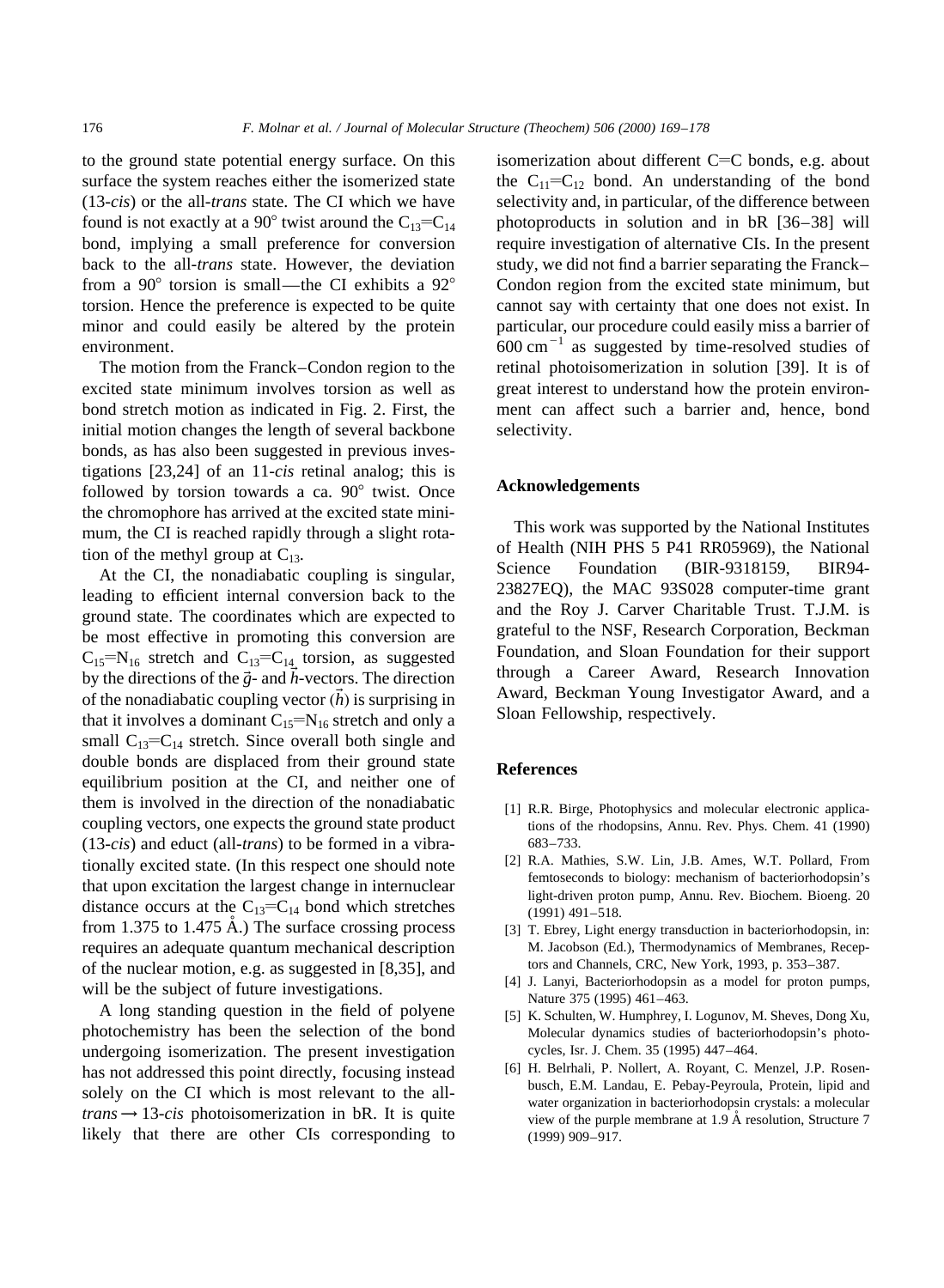to the ground state potential energy surface. On this surface the system reaches either the isomerized state (13-*cis*) or the all-*trans* state. The CI which we have found is not exactly at a 90° twist around the $C_{13}$=$C_{14}$ bond, implying a small preference for conversion back to the all-*trans* state. However, the deviation from a 90° torsion is small—the CI exhibits a 92° torsion. Hence the preference is expected to be quite minor and could easily be altered by the protein environment.

The motion from the Franck–Condon region to the excited state minimum involves torsion as well as bond stretch motion as indicated in Fig. 2. First, the initial motion changes the length of several backbone bonds, as has also been suggested in previous investigations [23,24] of an 11-*cis* retinal analog; this is followed by torsion towards a ca. 90° twist. Once the chromophore has arrived at the excited state minimum, the CI is reached rapidly through a slight rotation of the methyl group at $C_{13}$.

At the CI, the nonadiabatic coupling is singular, leading to efficient internal conversion back to the ground state. The coordinates which are expected to be most effective in promoting this conversion are $C_{15}$=$N_{16}$ stretch and $C_{13}$=$C_{14}$ torsion, as suggested by the directions of the $\vec{g}$- and $\vec{h}$-vectors. The direction of the nonadiabatic coupling vector ($\vec{h}$) is surprising in that it involves a dominant $C_{15}$=$N_{16}$ stretch and only a small $C_{13}$=$C_{14}$ stretch. Since overall both single and double bonds are displaced from their ground state equilibrium position at the CI, and neither one of them is involved in the direction of the nonadiabatic coupling vectors, one expects the ground state product (13-*cis*) and educt (all-*trans*) to be formed in a vibrationally excited state. (In this respect one should note that upon excitation the largest change in internuclear distance occurs at the $C_{13}$=$C_{14}$ bond which stretches from 1.375 to 1.475 Å.) The surface crossing process requires an adequate quantum mechanical description of the nuclear motion, e.g. as suggested in [8,35], and will be the subject of future investigations.

A long standing question in the field of polyene photochemistry has been the selection of the bond undergoing isomerization. The present investigation has not addressed this point directly, focusing instead solely on the CI which is most relevant to the all-*trans* → 13-*cis* photoisomerization in bR. It is quite likely that there are other CIs corresponding to isomerization about different C=C bonds, e.g. about the $C_{11}$=$C_{12}$ bond. An understanding of the bond selectivity and, in particular, of the difference between photoproducts in solution and in bR [36–38] will require investigation of alternative CIs. In the present study, we did not find a barrier separating the Franck–Condon region from the excited state minimum, but cannot say with certainty that one does not exist. In particular, our procedure could easily miss a barrier of $600\ cm^{-1}$ as suggested by time-resolved studies of retinal photoisomerization in solution [39]. It is of great interest to understand how the protein environment can affect such a barrier and, hence, bond selectivity.

## Acknowledgements

This work was supported by the National Institutes of Health (NIH PHS 5 P41 RR05969), the National Science Foundation (BIR-9318159, BIR94-23827EQ), the MAC 93S028 computer-time grant and the Roy J. Carver Charitable Trust. T.J.M. is grateful to the NSF, Research Corporation, Beckman Foundation, and Sloan Foundation for their support through a Career Award, Research Innovation Award, Beckman Young Investigator Award, and a Sloan Fellowship, respectively.

## References

[1] R.R. Birge, Photophysics and molecular electronic applications of the rhodopsins, Annu. Rev. Phys. Chem. 41 (1990) 683–733.

[2] R.A. Mathies, S.W. Lin, J.B. Ames, W.T. Pollard, From femtoseconds to biology: mechanism of bacteriorhodopsin's light-driven proton pump, Annu. Rev. Biochem. Bioeng. 20 (1991) 491–518.

[3] T. Ebrey, Light energy transduction in bacteriorhodopsin, in: M. Jacobson (Ed.), Thermodynamics of Membranes, Receptors and Channels, CRC, New York, 1993, p. 353–387.

[4] J. Lanyi, Bacteriorhodopsin as a model for proton pumps, Nature 375 (1995) 461–463.

[5] K. Schulten, W. Humphrey, I. Logunov, M. Sheves, Dong Xu, Molecular dynamics studies of bacteriorhodopsin's photocycles, Isr. J. Chem. 35 (1995) 447–464.

[6] H. Belrhali, P. Nollert, A. Royant, C. Menzel, J.P. Rosenbusch, E.M. Landau, E. Pebay-Peyroula, Protein, lipid and water organization in bacteriorhodopsin crystals: a molecular view of the purple membrane at 1.9 Å resolution, Structure 7 (1999) 909–917.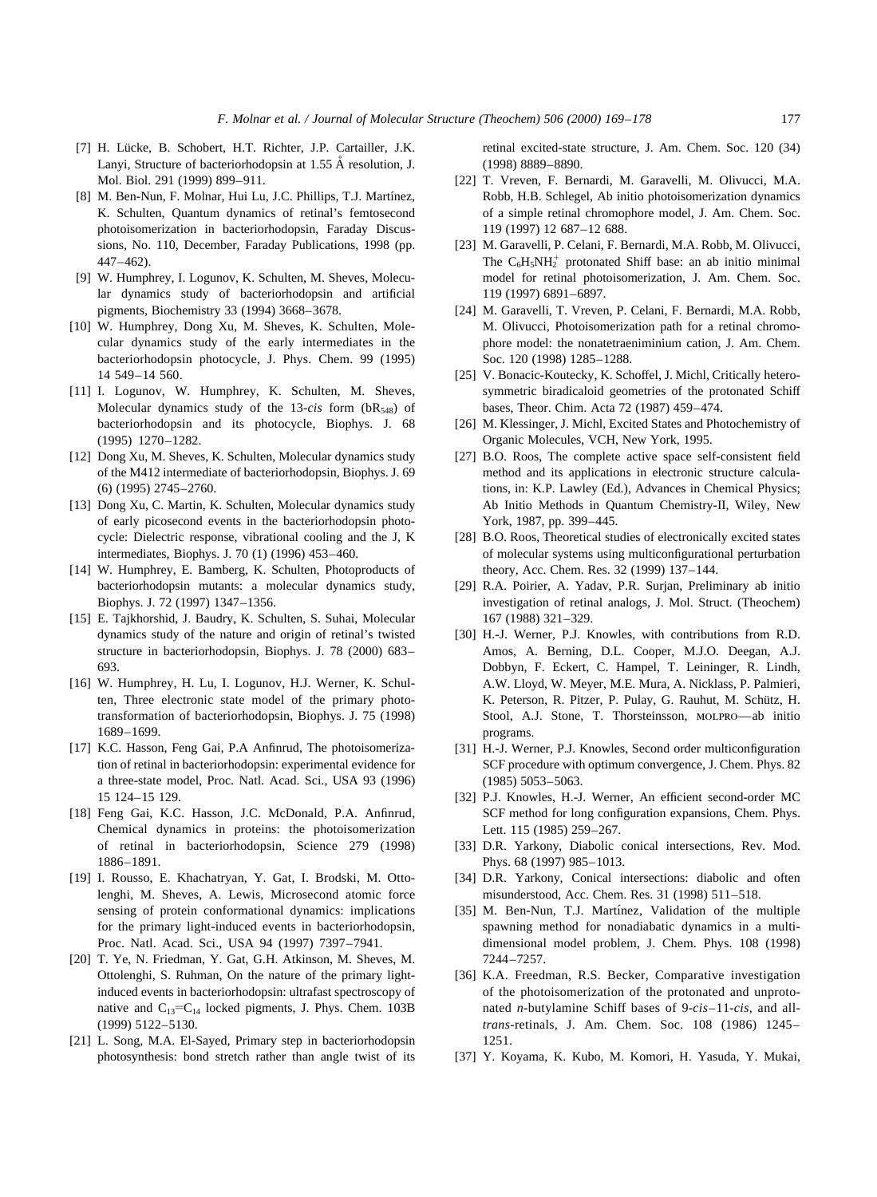[7] H. Lücke, B. Schobert, H.T. Richter, J.P. Cartailler, J.K. Lanyi, Structure of bacteriorhodopsin at 1.55 Å resolution, J. Mol. Biol. 291 (1999) 899–911.

[8] M. Ben-Nun, F. Molnar, Hui Lu, J.C. Phillips, T.J. Martínez, K. Schulten, Quantum dynamics of retinal's femtosecond photoisomerization in bacteriorhodopsin, Faraday Discussions, No. 110, December, Faraday Publications, 1998 (pp. 447–462).

[9] W. Humphrey, I. Logunov, K. Schulten, M. Sheves, Molecular dynamics study of bacteriorhodopsin and artificial pigments, Biochemistry 33 (1994) 3668–3678.

[10] W. Humphrey, Dong Xu, M. Sheves, K. Schulten, Molecular dynamics study of the early intermediates in the bacteriorhodopsin photocycle, J. Phys. Chem. 99 (1995) 14 549–14 560.

[11] I. Logunov, W. Humphrey, K. Schulten, M. Sheves, Molecular dynamics study of the 13-*cis* form ($bR_{548}$) of bacteriorhodopsin and its photocycle, Biophys. J. 68 (1995) 1270–1282.

[12] Dong Xu, M. Sheves, K. Schulten, Molecular dynamics study of the M412 intermediate of bacteriorhodopsin, Biophys. J. 69 (6) (1995) 2745–2760.

[13] Dong Xu, C. Martin, K. Schulten, Molecular dynamics study of early picosecond events in the bacteriorhodopsin photocycle: Dielectric response, vibrational cooling and the J, K intermediates, Biophys. J. 70 (1) (1996) 453–460.

[14] W. Humphrey, E. Bamberg, K. Schulten, Photoproducts of bacteriorhodopsin mutants: a molecular dynamics study, Biophys. J. 72 (1997) 1347–1356.

[15] E. Tajkhorshid, J. Baudry, K. Schulten, S. Suhai, Molecular dynamics study of the nature and origin of retinal's twisted structure in bacteriorhodopsin, Biophys. J. 78 (2000) 683–693.

[16] W. Humphrey, H. Lu, I. Logunov, H.J. Werner, K. Schulten, Three electronic state model of the primary phototransformation of bacteriorhodopsin, Biophys. J. 75 (1998) 1689–1699.

[17] K.C. Hasson, Feng Gai, P.A Anfinrud, The photoisomerization of retinal in bacteriorhodopsin: experimental evidence for a three-state model, Proc. Natl. Acad. Sci., USA 93 (1996) 15 124–15 129.

[18] Feng Gai, K.C. Hasson, J.C. McDonald, P.A. Anfinrud, Chemical dynamics in proteins: the photoisomerization of retinal in bacteriorhodopsin, Science 279 (1998) 1886–1891.

[19] I. Rousso, E. Khachatryan, Y. Gat, I. Brodski, M. Ottolenghi, M. Sheves, A. Lewis, Microsecond atomic force sensing of protein conformational dynamics: implications for the primary light-induced events in bacteriorhodopsin, Proc. Natl. Acad. Sci., USA 94 (1997) 7397–7941.

[20] T. Ye, N. Friedman, Y. Gat, G.H. Atkinson, M. Sheves, M. Ottolenghi, S. Ruhman, On the nature of the primary light-induced events in bacteriorhodopsin: ultrafast spectroscopy of native and $C_{13}$=$C_{14}$ locked pigments, J. Phys. Chem. 103B (1999) 5122–5130.

[21] L. Song, M.A. El-Sayed, Primary step in bacteriorhodopsin photosynthesis: bond stretch rather than angle twist of its retinal excited-state structure, J. Am. Chem. Soc. 120 (34) (1998) 8889–8890.

[22] T. Vreven, F. Bernardi, M. Garavelli, M. Olivucci, M.A. Robb, H.B. Schlegel, Ab initio photoisomerization dynamics of a simple retinal chromophore model, J. Am. Chem. Soc. 119 (1997) 12 687–12 688.

[23] M. Garavelli, P. Celani, F. Bernardi, M.A. Robb, M. Olivucci, The $C_6H_5NH_2^+$ protonated Shiff base: an ab initio minimal model for retinal photoisomerization, J. Am. Chem. Soc. 119 (1997) 6891–6897.

[24] M. Garavelli, T. Vreven, P. Celani, F. Bernardi, M.A. Robb, M. Olivucci, Photoisomerization path for a retinal chromophore model: the nonatetraeniminium cation, J. Am. Chem. Soc. 120 (1998) 1285–1288.

[25] V. Bonacic-Koutecky, K. Schoffel, J. Michl, Critically heterosymmetric biradicaloid geometries of the protonated Schiff bases, Theor. Chim. Acta 72 (1987) 459–474.

[26] M. Klessinger, J. Michl, Excited States and Photochemistry of Organic Molecules, VCH, New York, 1995.

[27] B.O. Roos, The complete active space self-consistent field method and its applications in electronic structure calculations, in: K.P. Lawley (Ed.), Advances in Chemical Physics; Ab Initio Methods in Quantum Chemistry-II, Wiley, New York, 1987, pp. 399–445.

[28] B.O. Roos, Theoretical studies of electronically excited states of molecular systems using multiconfigurational perturbation theory, Acc. Chem. Res. 32 (1999) 137–144.

[29] R.A. Poirier, A. Yadav, P.R. Surjan, Preliminary ab initio investigation of retinal analogs, J. Mol. Struct. (Theochem) 167 (1988) 321–329.

[30] H.-J. Werner, P.J. Knowles, with contributions from R.D. Amos, A. Berning, D.L. Cooper, M.J.O. Deegan, A.J. Dobbyn, F. Eckert, C. Hampel, T. Leininger, R. Lindh, A.W. Lloyd, W. Meyer, M.E. Mura, A. Nicklass, P. Palmieri, K. Peterson, R. Pitzer, P. Pulay, G. Rauhut, M. Schütz, H. Stool, A.J. Stone, T. Thorsteinsson, MOLPRO—ab initio programs.

[31] H.-J. Werner, P.J. Knowles, Second order multiconfiguration SCF procedure with optimum convergence, J. Chem. Phys. 82 (1985) 5053–5063.

[32] P.J. Knowles, H.-J. Werner, An efficient second-order MC SCF method for long configuration expansions, Chem. Phys. Lett. 115 (1985) 259–267.

[33] D.R. Yarkony, Diabolic conical intersections, Rev. Mod. Phys. 68 (1997) 985–1013.

[34] D.R. Yarkony, Conical intersections: diabolic and often misunderstood, Acc. Chem. Res. 31 (1998) 511–518.

[35] M. Ben-Nun, T.J. Martínez, Validation of the multiple spawning method for nonadiabatic dynamics in a multidimensional model problem, J. Chem. Phys. 108 (1998) 7244–7257.

[36] K.A. Freedman, R.S. Becker, Comparative investigation of the photoisomerization of the protonated and unprotonated *n*-butylamine Schiff bases of 9-*cis*–11-*cis*, and all-*trans*-retinals, J. Am. Chem. Soc. 108 (1986) 1245–1251.

[37] Y. Koyama, K. Kubo, M. Komori, H. Yasuda, Y. Mukai,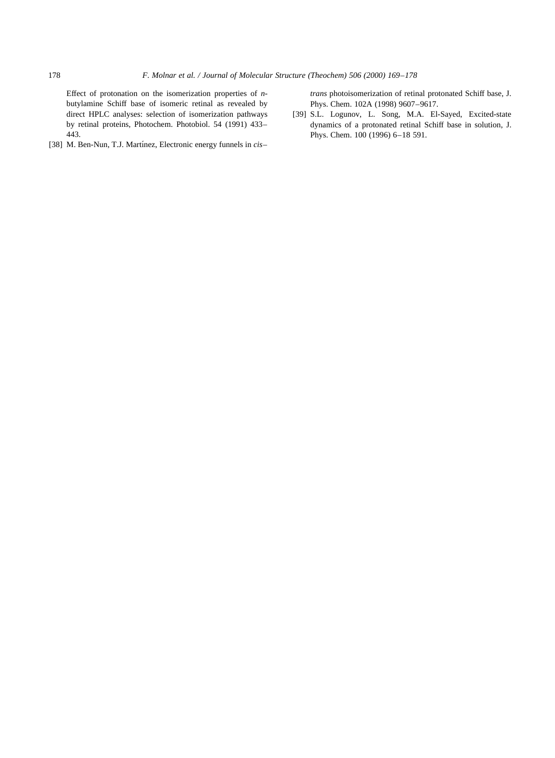Effect of protonation on the isomerization properties of *n*-butylamine Schiff base of isomeric retinal as revealed by direct HPLC analyses: selection of isomerization pathways by retinal proteins, Photochem. Photobiol. 54 (1991) 433–443.

[38] M. Ben-Nun, T.J. Martínez, Electronic energy funnels in *cis*–*trans* photoisomerization of retinal protonated Schiff base, J. Phys. Chem. 102A (1998) 9607–9617.

[39] S.L. Logunov, L. Song, M.A. El-Sayed, Excited-state dynamics of a protonated retinal Schiff base in solution, J. Phys. Chem. 100 (1996) 6–18 591.